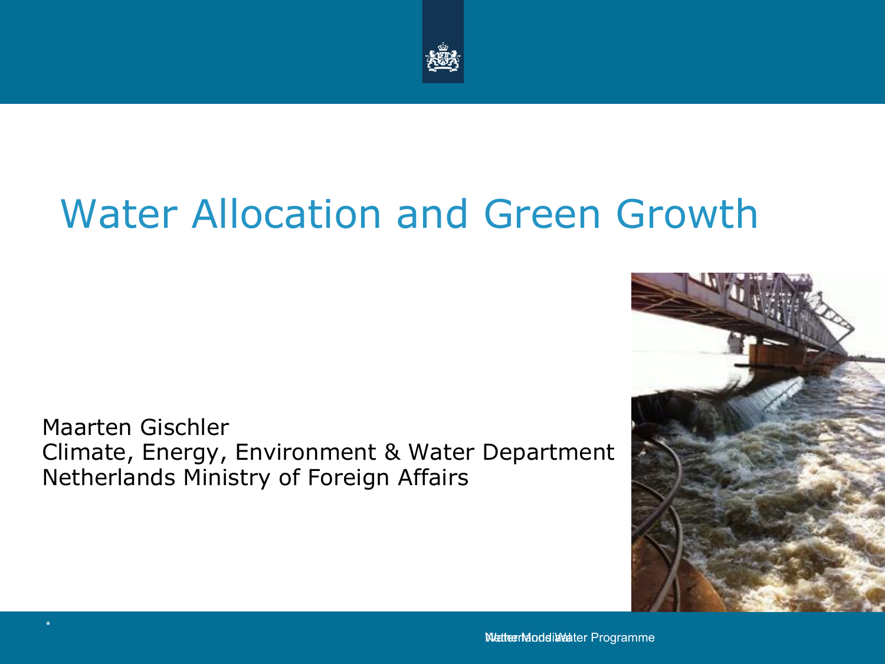# Water Allocation and Green Growth

Maarten Gischler
Climate, Energy, Environment & Water Department
Netherlands Ministry of Foreign Affairs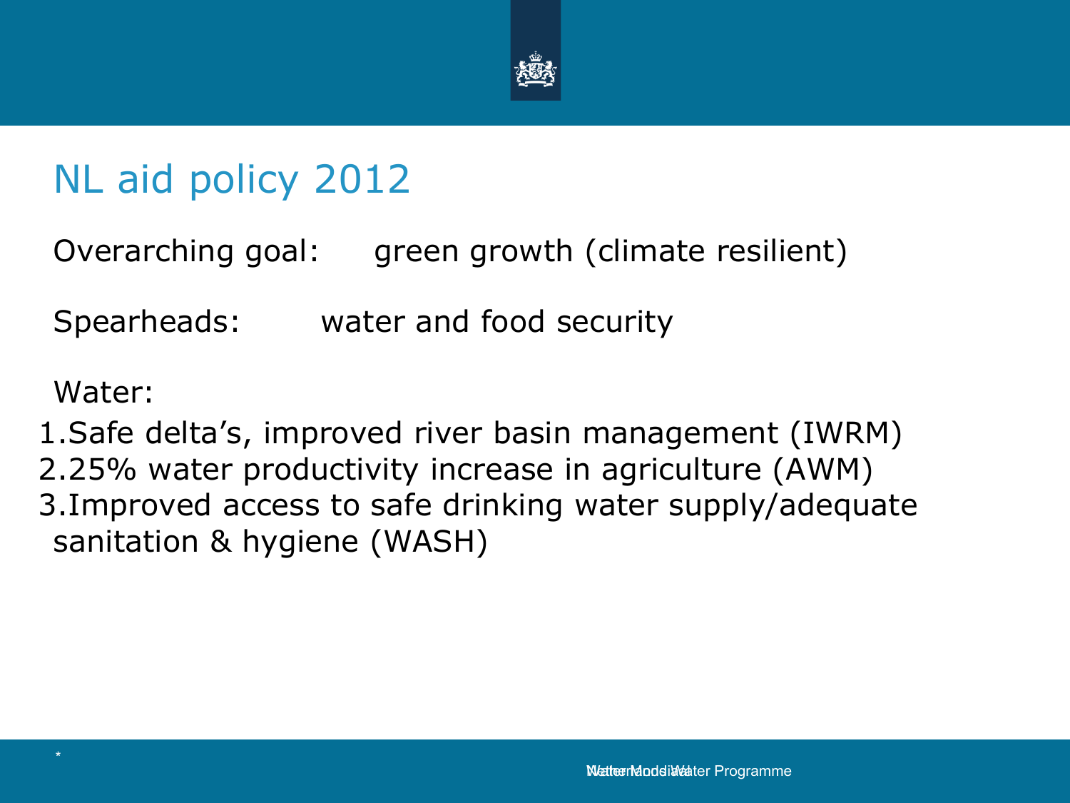# NL aid policy 2012

Overarching goal: green growth (climate resilient)

Spearheads: water and food security

Water:

1. Safe delta's, improved river basin management (IWRM)
2. 25% water productivity increase in agriculture (AWM)
3. Improved access to safe drinking water supply/adequate sanitation & hygiene (WASH)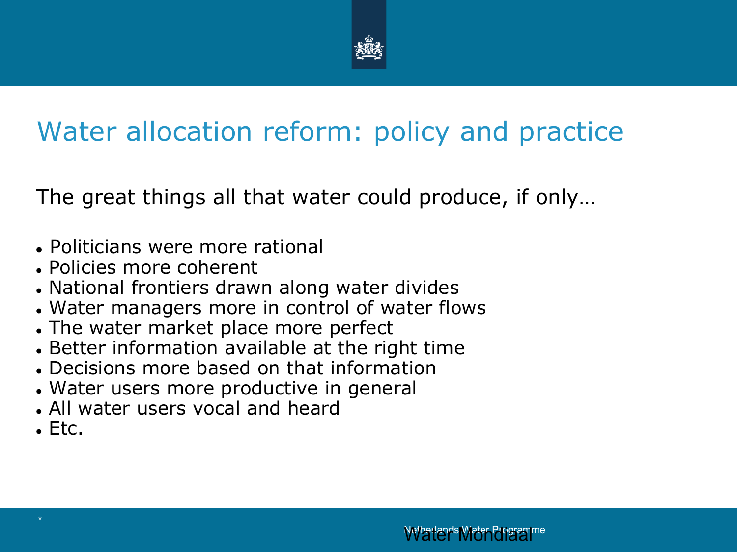# Water allocation reform: policy and practice

The great things all that water could produce, if only…

- Politicians were more rational
- Policies more coherent
- National frontiers drawn along water divides
- Water managers more in control of water flows
- The water market place more perfect
- Better information available at the right time
- Decisions more based on that information
- Water users more productive in general
- All water users vocal and heard
- Etc.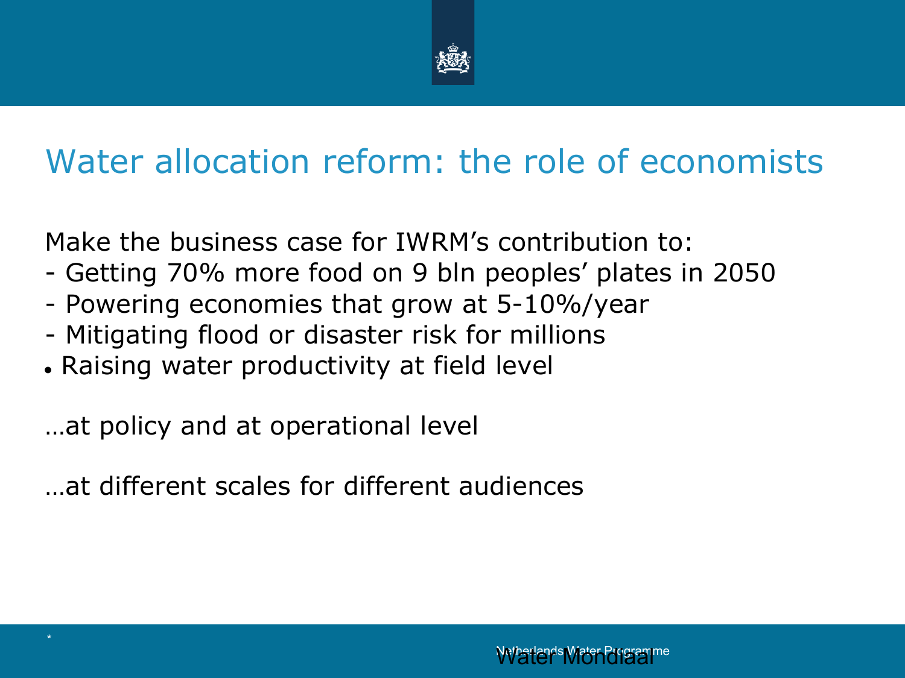# Water allocation reform: the role of economists

Make the business case for IWRM's contribution to:

- Getting 70% more food on 9 bln peoples' plates in 2050
- Powering economies that grow at 5-10%/year
- Mitigating flood or disaster risk for millions
- Raising water productivity at field level

…at policy and at operational level

…at different scales for different audiences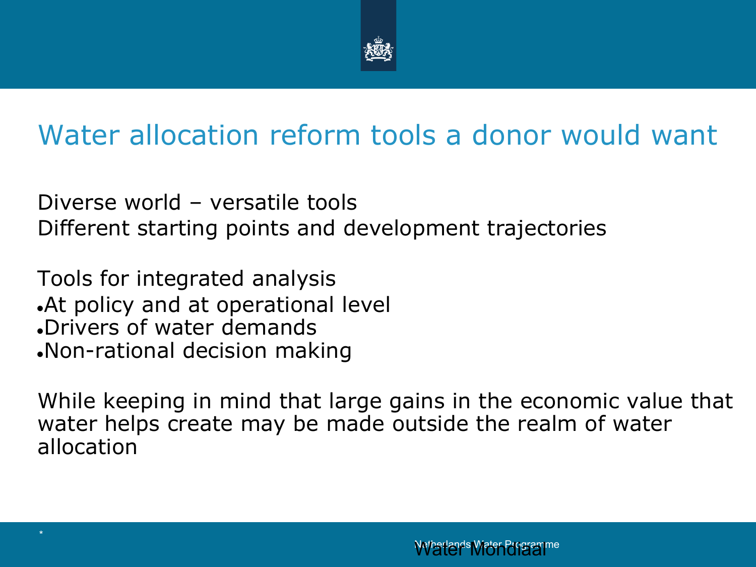# Water allocation reform tools a donor would want

Diverse world – versatile tools
Different starting points and development trajectories

Tools for integrated analysis

- At policy and at operational level
- Drivers of water demands
- Non-rational decision making

While keeping in mind that large gains in the economic value that water helps create may be made outside the realm of water allocation